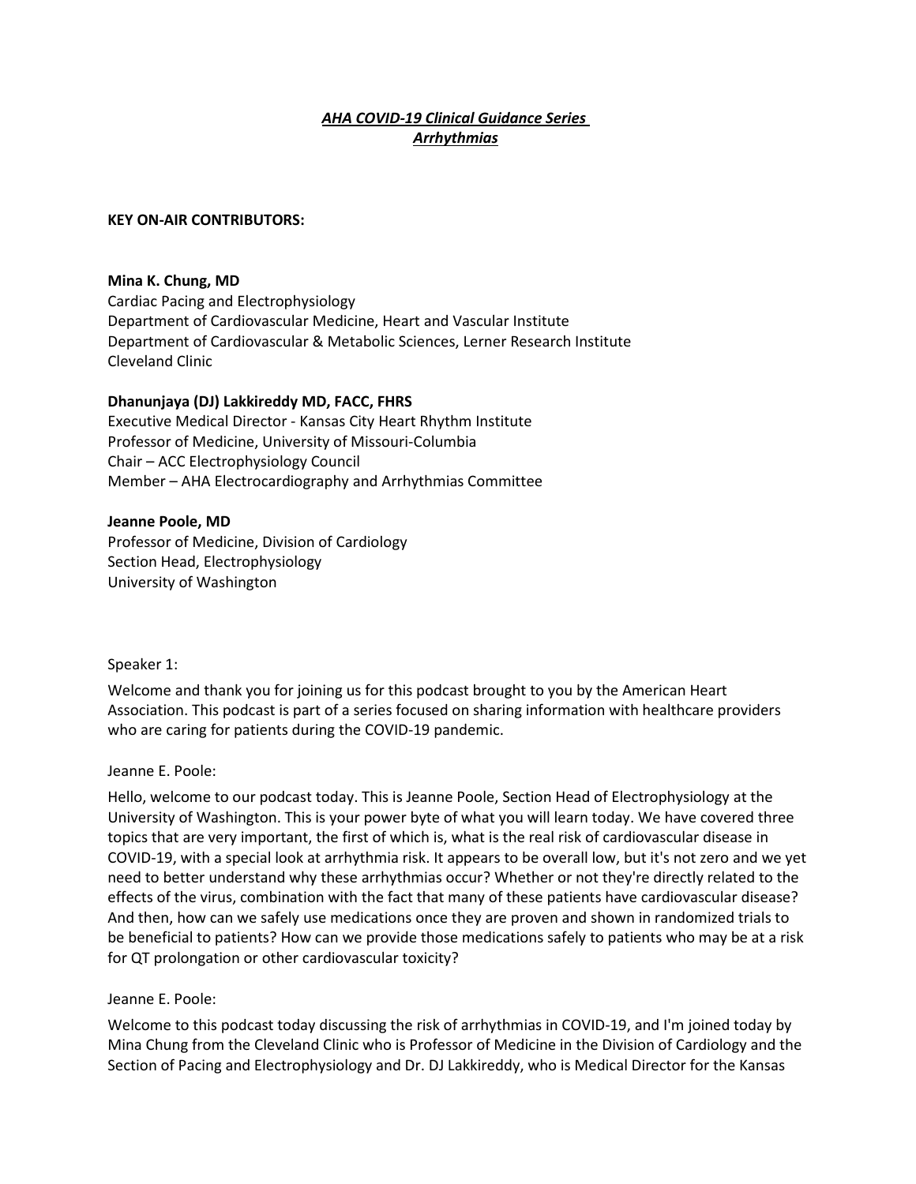# *AHA COVID-19 Clinical Guidance Series*
# *Arrhythmias*

**KEY ON-AIR CONTRIBUTORS:**

**Mina K. Chung, MD**
Cardiac Pacing and Electrophysiology
Department of Cardiovascular Medicine, Heart and Vascular Institute
Department of Cardiovascular & Metabolic Sciences, Lerner Research Institute
Cleveland Clinic

**Dhanunjaya (DJ) Lakkireddy MD, FACC, FHRS**
Executive Medical Director - Kansas City Heart Rhythm Institute
Professor of Medicine, University of Missouri-Columbia
Chair – ACC Electrophysiology Council
Member – AHA Electrocardiography and Arrhythmias Committee

**Jeanne Poole, MD**
Professor of Medicine, Division of Cardiology
Section Head, Electrophysiology
University of Washington

Speaker 1:

Welcome and thank you for joining us for this podcast brought to you by the American Heart Association. This podcast is part of a series focused on sharing information with healthcare providers who are caring for patients during the COVID-19 pandemic.

Jeanne E. Poole:

Hello, welcome to our podcast today. This is Jeanne Poole, Section Head of Electrophysiology at the University of Washington. This is your power byte of what you will learn today. We have covered three topics that are very important, the first of which is, what is the real risk of cardiovascular disease in COVID-19, with a special look at arrhythmia risk. It appears to be overall low, but it's not zero and we yet need to better understand why these arrhythmias occur? Whether or not they're directly related to the effects of the virus, combination with the fact that many of these patients have cardiovascular disease? And then, how can we safely use medications once they are proven and shown in randomized trials to be beneficial to patients? How can we provide those medications safely to patients who may be at a risk for QT prolongation or other cardiovascular toxicity?

Jeanne E. Poole:

Welcome to this podcast today discussing the risk of arrhythmias in COVID-19, and I'm joined today by Mina Chung from the Cleveland Clinic who is Professor of Medicine in the Division of Cardiology and the Section of Pacing and Electrophysiology and Dr. DJ Lakkireddy, who is Medical Director for the Kansas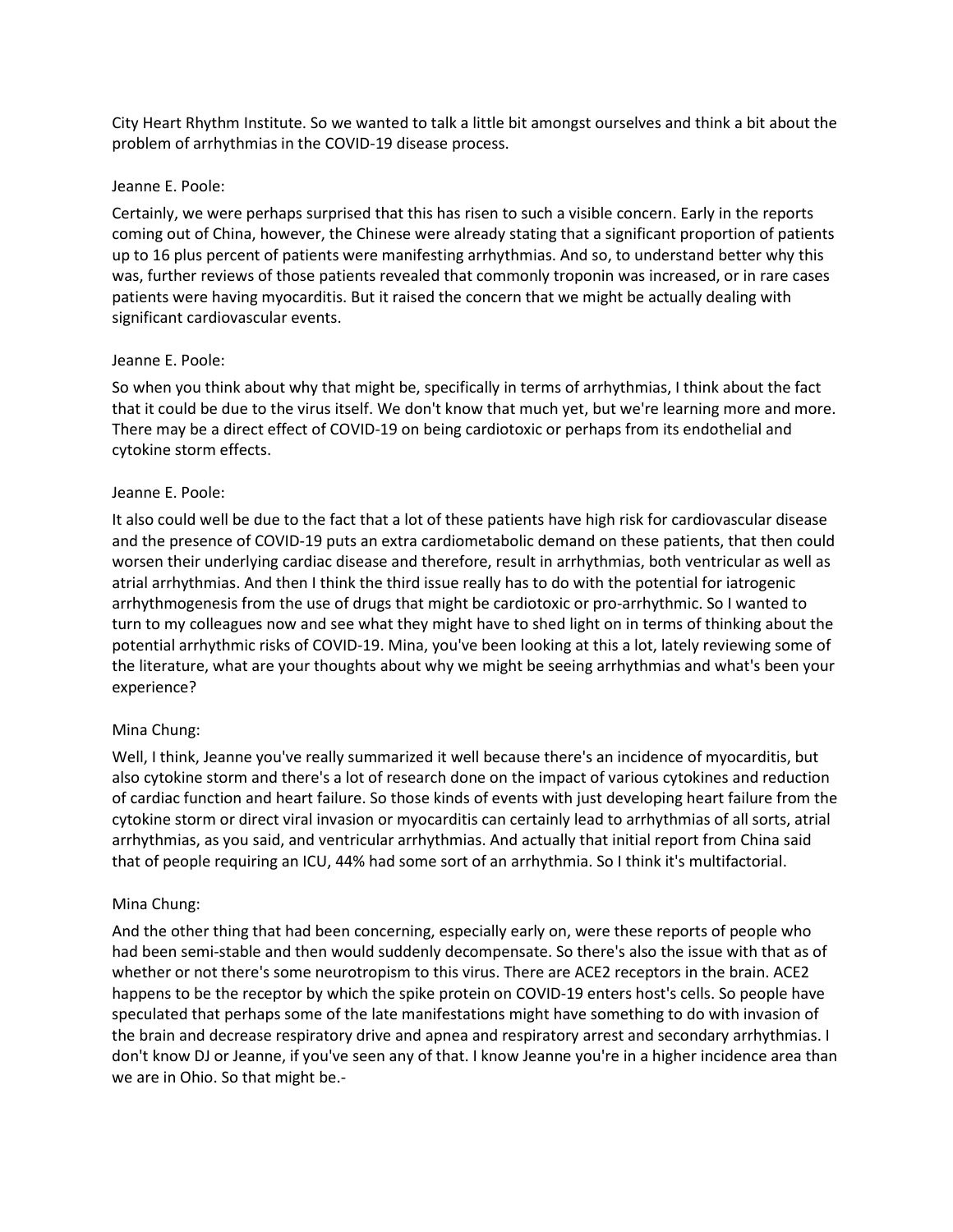City Heart Rhythm Institute. So we wanted to talk a little bit amongst ourselves and think a bit about the problem of arrhythmias in the COVID-19 disease process.

Jeanne E. Poole:

Certainly, we were perhaps surprised that this has risen to such a visible concern. Early in the reports coming out of China, however, the Chinese were already stating that a significant proportion of patients up to 16 plus percent of patients were manifesting arrhythmias. And so, to understand better why this was, further reviews of those patients revealed that commonly troponin was increased, or in rare cases patients were having myocarditis. But it raised the concern that we might be actually dealing with significant cardiovascular events.

Jeanne E. Poole:

So when you think about why that might be, specifically in terms of arrhythmias, I think about the fact that it could be due to the virus itself. We don't know that much yet, but we're learning more and more. There may be a direct effect of COVID-19 on being cardiotoxic or perhaps from its endothelial and cytokine storm effects.

Jeanne E. Poole:

It also could well be due to the fact that a lot of these patients have high risk for cardiovascular disease and the presence of COVID-19 puts an extra cardiometabolic demand on these patients, that then could worsen their underlying cardiac disease and therefore, result in arrhythmias, both ventricular as well as atrial arrhythmias. And then I think the third issue really has to do with the potential for iatrogenic arrhythmogenesis from the use of drugs that might be cardiotoxic or pro-arrhythmic. So I wanted to turn to my colleagues now and see what they might have to shed light on in terms of thinking about the potential arrhythmic risks of COVID-19. Mina, you've been looking at this a lot, lately reviewing some of the literature, what are your thoughts about why we might be seeing arrhythmias and what's been your experience?

Mina Chung:

Well, I think, Jeanne you've really summarized it well because there's an incidence of myocarditis, but also cytokine storm and there's a lot of research done on the impact of various cytokines and reduction of cardiac function and heart failure. So those kinds of events with just developing heart failure from the cytokine storm or direct viral invasion or myocarditis can certainly lead to arrhythmias of all sorts, atrial arrhythmias, as you said, and ventricular arrhythmias. And actually that initial report from China said that of people requiring an ICU, 44% had some sort of an arrhythmia. So I think it's multifactorial.

Mina Chung:

And the other thing that had been concerning, especially early on, were these reports of people who had been semi-stable and then would suddenly decompensate. So there's also the issue with that as of whether or not there's some neurotropism to this virus. There are ACE2 receptors in the brain. ACE2 happens to be the receptor by which the spike protein on COVID-19 enters host's cells. So people have speculated that perhaps some of the late manifestations might have something to do with invasion of the brain and decrease respiratory drive and apnea and respiratory arrest and secondary arrhythmias. I don't know DJ or Jeanne, if you've seen any of that. I know Jeanne you're in a higher incidence area than we are in Ohio. So that might be.-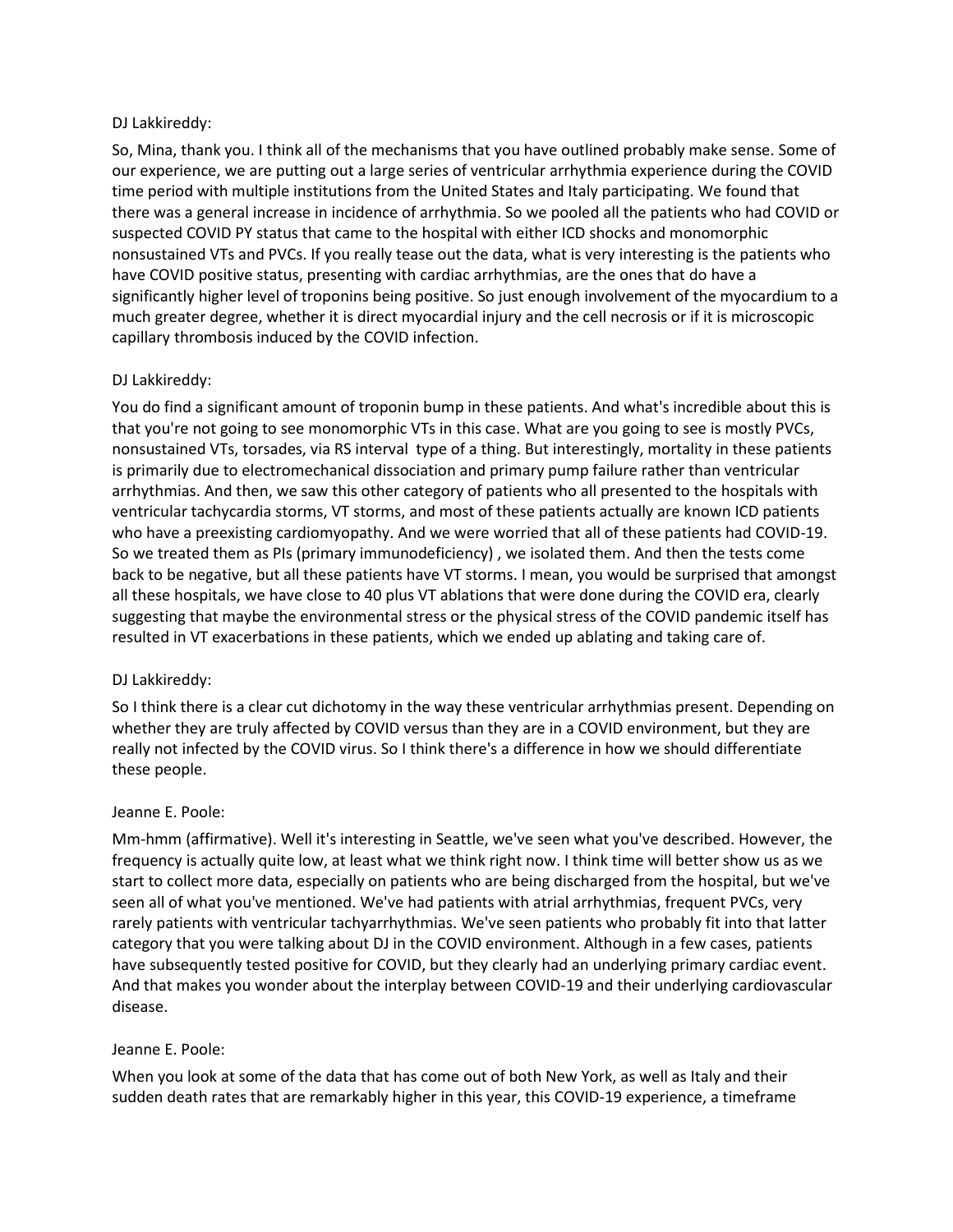DJ Lakkireddy:

So, Mina, thank you. I think all of the mechanisms that you have outlined probably make sense. Some of our experience, we are putting out a large series of ventricular arrhythmia experience during the COVID time period with multiple institutions from the United States and Italy participating. We found that there was a general increase in incidence of arrhythmia. So we pooled all the patients who had COVID or suspected COVID PY status that came to the hospital with either ICD shocks and monomorphic nonsustained VTs and PVCs. If you really tease out the data, what is very interesting is the patients who have COVID positive status, presenting with cardiac arrhythmias, are the ones that do have a significantly higher level of troponins being positive. So just enough involvement of the myocardium to a much greater degree, whether it is direct myocardial injury and the cell necrosis or if it is microscopic capillary thrombosis induced by the COVID infection.

DJ Lakkireddy:

You do find a significant amount of troponin bump in these patients. And what's incredible about this is that you're not going to see monomorphic VTs in this case. What are you going to see is mostly PVCs, nonsustained VTs, torsades, via RS interval type of a thing. But interestingly, mortality in these patients is primarily due to electromechanical dissociation and primary pump failure rather than ventricular arrhythmias. And then, we saw this other category of patients who all presented to the hospitals with ventricular tachycardia storms, VT storms, and most of these patients actually are known ICD patients who have a preexisting cardiomyopathy. And we were worried that all of these patients had COVID-19. So we treated them as PIs (primary immunodeficiency) , we isolated them. And then the tests come back to be negative, but all these patients have VT storms. I mean, you would be surprised that amongst all these hospitals, we have close to 40 plus VT ablations that were done during the COVID era, clearly suggesting that maybe the environmental stress or the physical stress of the COVID pandemic itself has resulted in VT exacerbations in these patients, which we ended up ablating and taking care of.

DJ Lakkireddy:

So I think there is a clear cut dichotomy in the way these ventricular arrhythmias present. Depending on whether they are truly affected by COVID versus than they are in a COVID environment, but they are really not infected by the COVID virus. So I think there's a difference in how we should differentiate these people.

Jeanne E. Poole:

Mm-hmm (affirmative). Well it's interesting in Seattle, we've seen what you've described. However, the frequency is actually quite low, at least what we think right now. I think time will better show us as we start to collect more data, especially on patients who are being discharged from the hospital, but we've seen all of what you've mentioned. We've had patients with atrial arrhythmias, frequent PVCs, very rarely patients with ventricular tachyarrhythmias. We've seen patients who probably fit into that latter category that you were talking about DJ in the COVID environment. Although in a few cases, patients have subsequently tested positive for COVID, but they clearly had an underlying primary cardiac event. And that makes you wonder about the interplay between COVID-19 and their underlying cardiovascular disease.

Jeanne E. Poole:

When you look at some of the data that has come out of both New York, as well as Italy and their sudden death rates that are remarkably higher in this year, this COVID-19 experience, a timeframe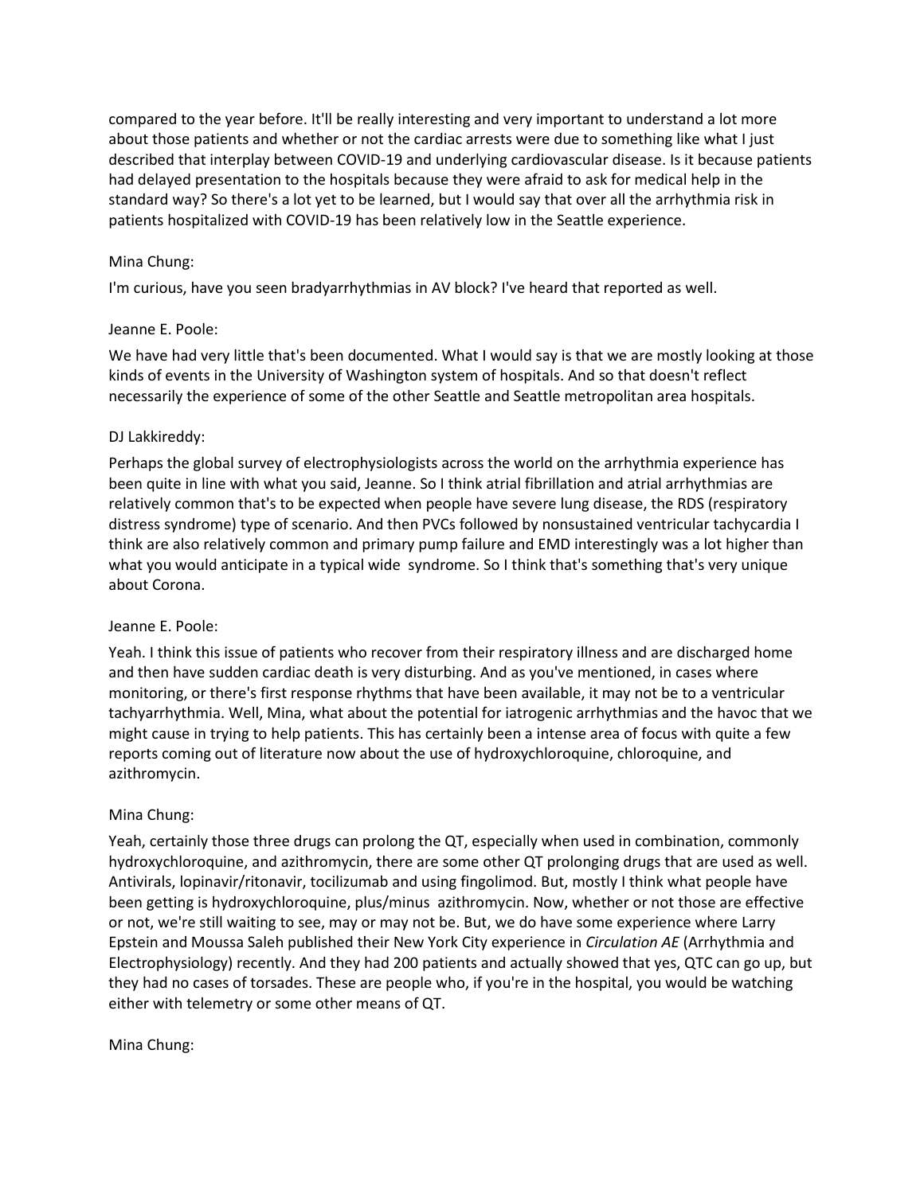compared to the year before. It'll be really interesting and very important to understand a lot more about those patients and whether or not the cardiac arrests were due to something like what I just described that interplay between COVID-19 and underlying cardiovascular disease. Is it because patients had delayed presentation to the hospitals because they were afraid to ask for medical help in the standard way? So there's a lot yet to be learned, but I would say that over all the arrhythmia risk in patients hospitalized with COVID-19 has been relatively low in the Seattle experience.

Mina Chung:

I'm curious, have you seen bradyarrhythmias in AV block? I've heard that reported as well.

Jeanne E. Poole:

We have had very little that's been documented. What I would say is that we are mostly looking at those kinds of events in the University of Washington system of hospitals. And so that doesn't reflect necessarily the experience of some of the other Seattle and Seattle metropolitan area hospitals.

DJ Lakkireddy:

Perhaps the global survey of electrophysiologists across the world on the arrhythmia experience has been quite in line with what you said, Jeanne. So I think atrial fibrillation and atrial arrhythmias are relatively common that's to be expected when people have severe lung disease, the RDS (respiratory distress syndrome) type of scenario. And then PVCs followed by nonsustained ventricular tachycardia I think are also relatively common and primary pump failure and EMD interestingly was a lot higher than what you would anticipate in a typical wide  syndrome. So I think that's something that's very unique about Corona.

Jeanne E. Poole:

Yeah. I think this issue of patients who recover from their respiratory illness and are discharged home and then have sudden cardiac death is very disturbing. And as you've mentioned, in cases where monitoring, or there's first response rhythms that have been available, it may not be to a ventricular tachyarrhythmia. Well, Mina, what about the potential for iatrogenic arrhythmias and the havoc that we might cause in trying to help patients. This has certainly been a intense area of focus with quite a few reports coming out of literature now about the use of hydroxychloroquine, chloroquine, and azithromycin.

Mina Chung:

Yeah, certainly those three drugs can prolong the QT, especially when used in combination, commonly hydroxychloroquine, and azithromycin, there are some other QT prolonging drugs that are used as well. Antivirals, lopinavir/ritonavir, tocilizumab and using fingolimod. But, mostly I think what people have been getting is hydroxychloroquine, plus/minus  azithromycin. Now, whether or not those are effective or not, we're still waiting to see, may or may not be. But, we do have some experience where Larry Epstein and Moussa Saleh published their New York City experience in *Circulation AE* (Arrhythmia and Electrophysiology) recently. And they had 200 patients and actually showed that yes, QTC can go up, but they had no cases of torsades. These are people who, if you're in the hospital, you would be watching either with telemetry or some other means of QT.

Mina Chung: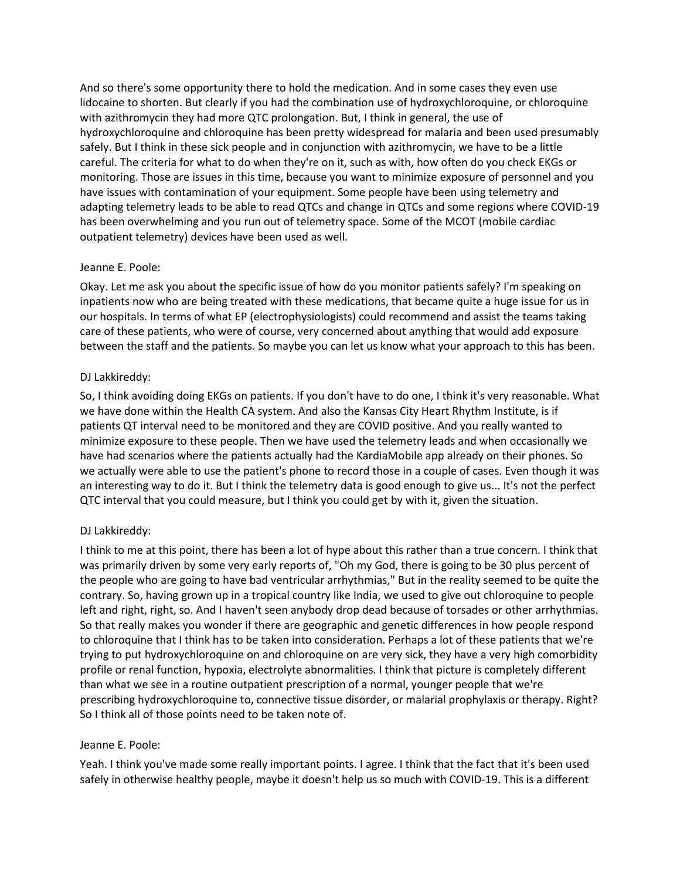And so there's some opportunity there to hold the medication. And in some cases they even use lidocaine to shorten. But clearly if you had the combination use of hydroxychloroquine, or chloroquine with azithromycin they had more QTC prolongation. But, I think in general, the use of hydroxychloroquine and chloroquine has been pretty widespread for malaria and been used presumably safely. But I think in these sick people and in conjunction with azithromycin, we have to be a little careful. The criteria for what to do when they're on it, such as with, how often do you check EKGs or monitoring. Those are issues in this time, because you want to minimize exposure of personnel and you have issues with contamination of your equipment. Some people have been using telemetry and adapting telemetry leads to be able to read QTCs and change in QTCs and some regions where COVID-19 has been overwhelming and you run out of telemetry space. Some of the MCOT (mobile cardiac outpatient telemetry) devices have been used as well.

Jeanne E. Poole:

Okay. Let me ask you about the specific issue of how do you monitor patients safely? I'm speaking on inpatients now who are being treated with these medications, that became quite a huge issue for us in our hospitals. In terms of what EP (electrophysiologists) could recommend and assist the teams taking care of these patients, who were of course, very concerned about anything that would add exposure between the staff and the patients. So maybe you can let us know what your approach to this has been.

DJ Lakkireddy:

So, I think avoiding doing EKGs on patients. If you don't have to do one, I think it's very reasonable. What we have done within the Health CA system. And also the Kansas City Heart Rhythm Institute, is if patients QT interval need to be monitored and they are COVID positive. And you really wanted to minimize exposure to these people. Then we have used the telemetry leads and when occasionally we have had scenarios where the patients actually had the KardiaMobile app already on their phones. So we actually were able to use the patient's phone to record those in a couple of cases. Even though it was an interesting way to do it. But I think the telemetry data is good enough to give us... It's not the perfect QTC interval that you could measure, but I think you could get by with it, given the situation.

DJ Lakkireddy:

I think to me at this point, there has been a lot of hype about this rather than a true concern. I think that was primarily driven by some very early reports of, "Oh my God, there is going to be 30 plus percent of the people who are going to have bad ventricular arrhythmias," But in the reality seemed to be quite the contrary. So, having grown up in a tropical country like India, we used to give out chloroquine to people left and right, right, so. And I haven't seen anybody drop dead because of torsades or other arrhythmias. So that really makes you wonder if there are geographic and genetic differences in how people respond to chloroquine that I think has to be taken into consideration. Perhaps a lot of these patients that we're trying to put hydroxychloroquine on and chloroquine on are very sick, they have a very high comorbidity profile or renal function, hypoxia, electrolyte abnormalities. I think that picture is completely different than what we see in a routine outpatient prescription of a normal, younger people that we're prescribing hydroxychloroquine to, connective tissue disorder, or malarial prophylaxis or therapy. Right? So I think all of those points need to be taken note of.

Jeanne E. Poole:

Yeah. I think you've made some really important points. I agree. I think that the fact that it's been used safely in otherwise healthy people, maybe it doesn't help us so much with COVID-19. This is a different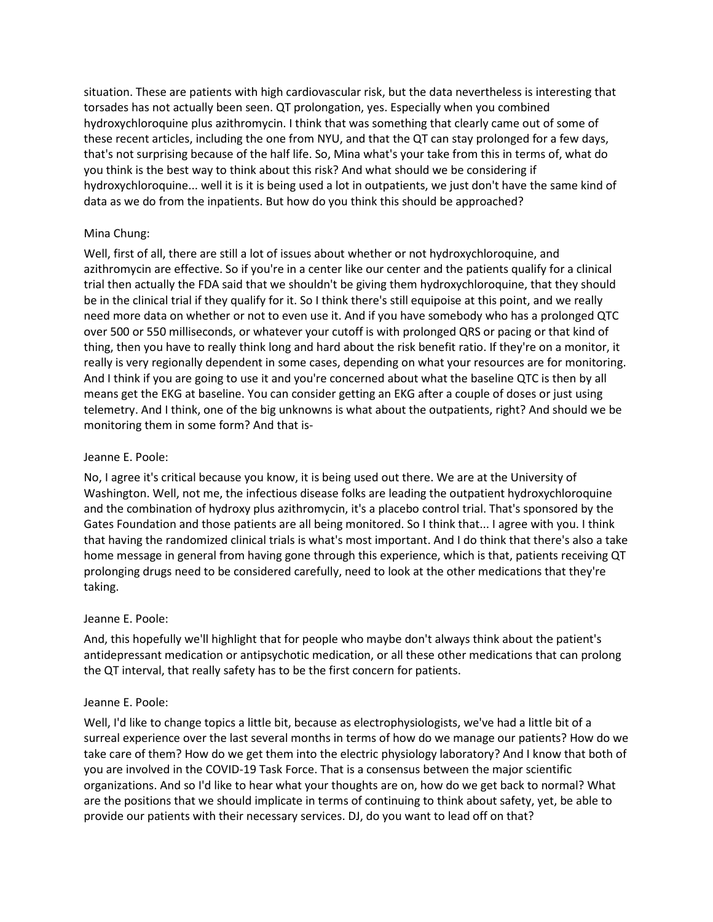situation. These are patients with high cardiovascular risk, but the data nevertheless is interesting that torsades has not actually been seen. QT prolongation, yes. Especially when you combined hydroxychloroquine plus azithromycin. I think that was something that clearly came out of some of these recent articles, including the one from NYU, and that the QT can stay prolonged for a few days, that's not surprising because of the half life. So, Mina what's your take from this in terms of, what do you think is the best way to think about this risk? And what should we be considering if hydroxychloroquine... well it is it is being used a lot in outpatients, we just don't have the same kind of data as we do from the inpatients. But how do you think this should be approached?

Mina Chung:

Well, first of all, there are still a lot of issues about whether or not hydroxychloroquine, and azithromycin are effective. So if you're in a center like our center and the patients qualify for a clinical trial then actually the FDA said that we shouldn't be giving them hydroxychloroquine, that they should be in the clinical trial if they qualify for it. So I think there's still equipoise at this point, and we really need more data on whether or not to even use it. And if you have somebody who has a prolonged QTC over 500 or 550 milliseconds, or whatever your cutoff is with prolonged QRS or pacing or that kind of thing, then you have to really think long and hard about the risk benefit ratio. If they're on a monitor, it really is very regionally dependent in some cases, depending on what your resources are for monitoring. And I think if you are going to use it and you're concerned about what the baseline QTC is then by all means get the EKG at baseline. You can consider getting an EKG after a couple of doses or just using telemetry. And I think, one of the big unknowns is what about the outpatients, right? And should we be monitoring them in some form? And that is-

Jeanne E. Poole:

No, I agree it's critical because you know, it is being used out there. We are at the University of Washington. Well, not me, the infectious disease folks are leading the outpatient hydroxychloroquine and the combination of hydroxy plus azithromycin, it's a placebo control trial. That's sponsored by the Gates Foundation and those patients are all being monitored. So I think that... I agree with you. I think that having the randomized clinical trials is what's most important. And I do think that there's also a take home message in general from having gone through this experience, which is that, patients receiving QT prolonging drugs need to be considered carefully, need to look at the other medications that they're taking.

Jeanne E. Poole:

And, this hopefully we'll highlight that for people who maybe don't always think about the patient's antidepressant medication or antipsychotic medication, or all these other medications that can prolong the QT interval, that really safety has to be the first concern for patients.

Jeanne E. Poole:

Well, I'd like to change topics a little bit, because as electrophysiologists, we've had a little bit of a surreal experience over the last several months in terms of how do we manage our patients? How do we take care of them? How do we get them into the electric physiology laboratory? And I know that both of you are involved in the COVID-19 Task Force. That is a consensus between the major scientific organizations. And so I'd like to hear what your thoughts are on, how do we get back to normal? What are the positions that we should implicate in terms of continuing to think about safety, yet, be able to provide our patients with their necessary services. DJ, do you want to lead off on that?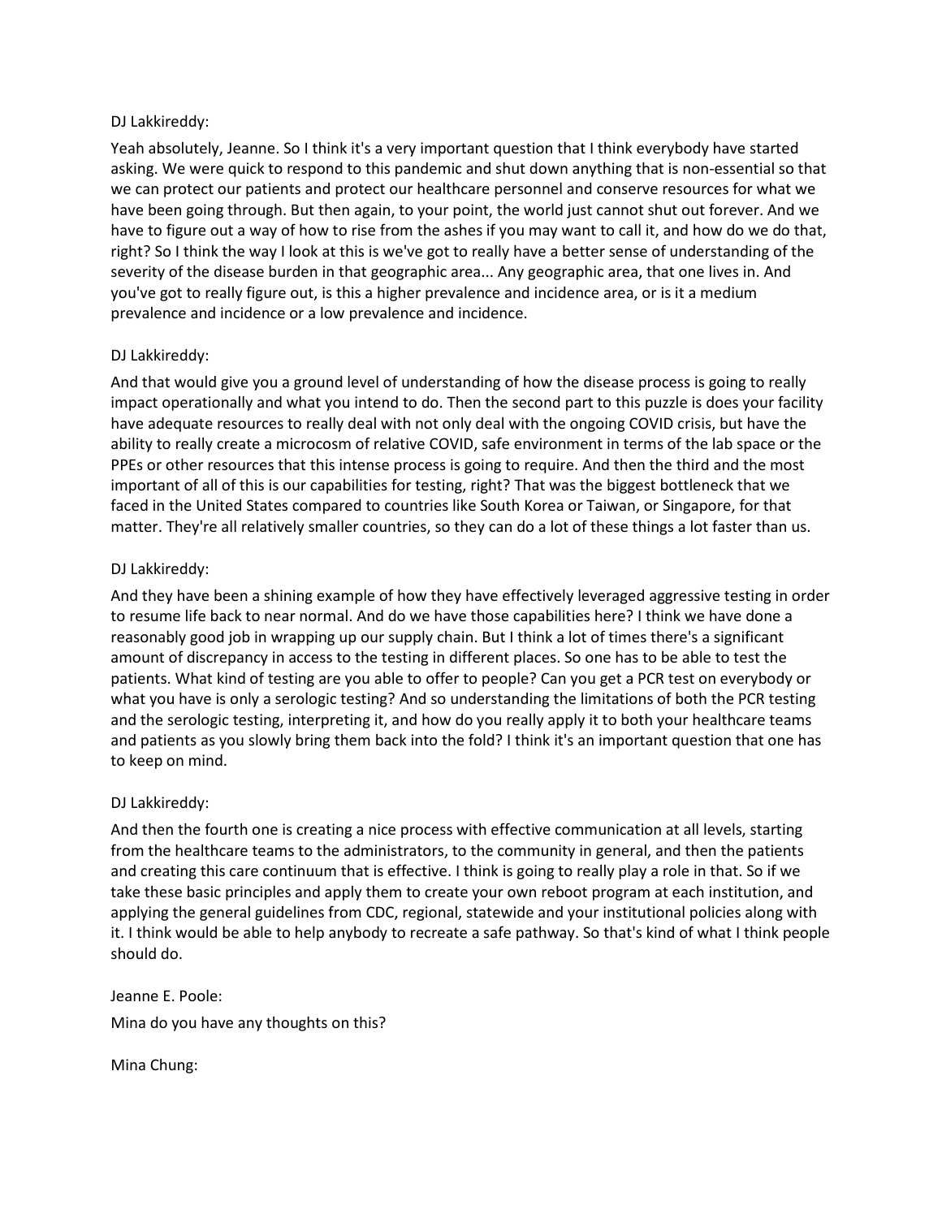DJ Lakkireddy:

Yeah absolutely, Jeanne. So I think it's a very important question that I think everybody have started asking. We were quick to respond to this pandemic and shut down anything that is non-essential so that we can protect our patients and protect our healthcare personnel and conserve resources for what we have been going through. But then again, to your point, the world just cannot shut out forever. And we have to figure out a way of how to rise from the ashes if you may want to call it, and how do we do that, right? So I think the way I look at this is we've got to really have a better sense of understanding of the severity of the disease burden in that geographic area... Any geographic area, that one lives in. And you've got to really figure out, is this a higher prevalence and incidence area, or is it a medium prevalence and incidence or a low prevalence and incidence.

DJ Lakkireddy:

And that would give you a ground level of understanding of how the disease process is going to really impact operationally and what you intend to do. Then the second part to this puzzle is does your facility have adequate resources to really deal with not only deal with the ongoing COVID crisis, but have the ability to really create a microcosm of relative COVID, safe environment in terms of the lab space or the PPEs or other resources that this intense process is going to require. And then the third and the most important of all of this is our capabilities for testing, right? That was the biggest bottleneck that we faced in the United States compared to countries like South Korea or Taiwan, or Singapore, for that matter. They're all relatively smaller countries, so they can do a lot of these things a lot faster than us.

DJ Lakkireddy:

And they have been a shining example of how they have effectively leveraged aggressive testing in order to resume life back to near normal. And do we have those capabilities here? I think we have done a reasonably good job in wrapping up our supply chain. But I think a lot of times there's a significant amount of discrepancy in access to the testing in different places. So one has to be able to test the patients. What kind of testing are you able to offer to people? Can you get a PCR test on everybody or what you have is only a serologic testing? And so understanding the limitations of both the PCR testing and the serologic testing, interpreting it, and how do you really apply it to both your healthcare teams and patients as you slowly bring them back into the fold? I think it's an important question that one has to keep on mind.

DJ Lakkireddy:

And then the fourth one is creating a nice process with effective communication at all levels, starting from the healthcare teams to the administrators, to the community in general, and then the patients and creating this care continuum that is effective. I think is going to really play a role in that. So if we take these basic principles and apply them to create your own reboot program at each institution, and applying the general guidelines from CDC, regional, statewide and your institutional policies along with it. I think would be able to help anybody to recreate a safe pathway. So that's kind of what I think people should do.

Jeanne E. Poole:

Mina do you have any thoughts on this?

Mina Chung: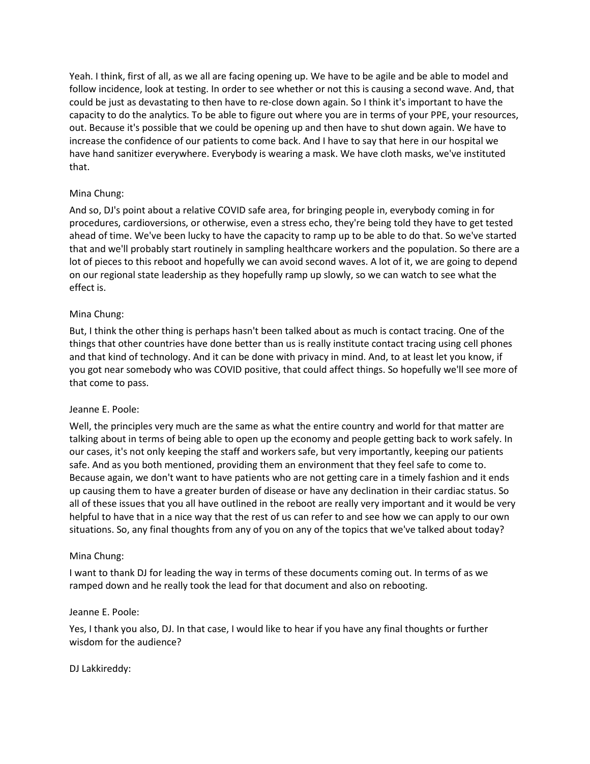Yeah. I think, first of all, as we all are facing opening up. We have to be agile and be able to model and follow incidence, look at testing. In order to see whether or not this is causing a second wave. And, that could be just as devastating to then have to re-close down again. So I think it's important to have the capacity to do the analytics. To be able to figure out where you are in terms of your PPE, your resources, out. Because it's possible that we could be opening up and then have to shut down again. We have to increase the confidence of our patients to come back. And I have to say that here in our hospital we have hand sanitizer everywhere. Everybody is wearing a mask. We have cloth masks, we've instituted that.

Mina Chung:

And so, DJ's point about a relative COVID safe area, for bringing people in, everybody coming in for procedures, cardioversions, or otherwise, even a stress echo, they're being told they have to get tested ahead of time. We've been lucky to have the capacity to ramp up to be able to do that. So we've started that and we'll probably start routinely in sampling healthcare workers and the population. So there are a lot of pieces to this reboot and hopefully we can avoid second waves. A lot of it, we are going to depend on our regional state leadership as they hopefully ramp up slowly, so we can watch to see what the effect is.

Mina Chung:

But, I think the other thing is perhaps hasn't been talked about as much is contact tracing. One of the things that other countries have done better than us is really institute contact tracing using cell phones and that kind of technology. And it can be done with privacy in mind. And, to at least let you know, if you got near somebody who was COVID positive, that could affect things. So hopefully we'll see more of that come to pass.

Jeanne E. Poole:

Well, the principles very much are the same as what the entire country and world for that matter are talking about in terms of being able to open up the economy and people getting back to work safely. In our cases, it's not only keeping the staff and workers safe, but very importantly, keeping our patients safe. And as you both mentioned, providing them an environment that they feel safe to come to. Because again, we don't want to have patients who are not getting care in a timely fashion and it ends up causing them to have a greater burden of disease or have any declination in their cardiac status. So all of these issues that you all have outlined in the reboot are really very important and it would be very helpful to have that in a nice way that the rest of us can refer to and see how we can apply to our own situations. So, any final thoughts from any of you on any of the topics that we've talked about today?

Mina Chung:

I want to thank DJ for leading the way in terms of these documents coming out. In terms of as we ramped down and he really took the lead for that document and also on rebooting.

Jeanne E. Poole:

Yes, I thank you also, DJ. In that case, I would like to hear if you have any final thoughts or further wisdom for the audience?

DJ Lakkireddy: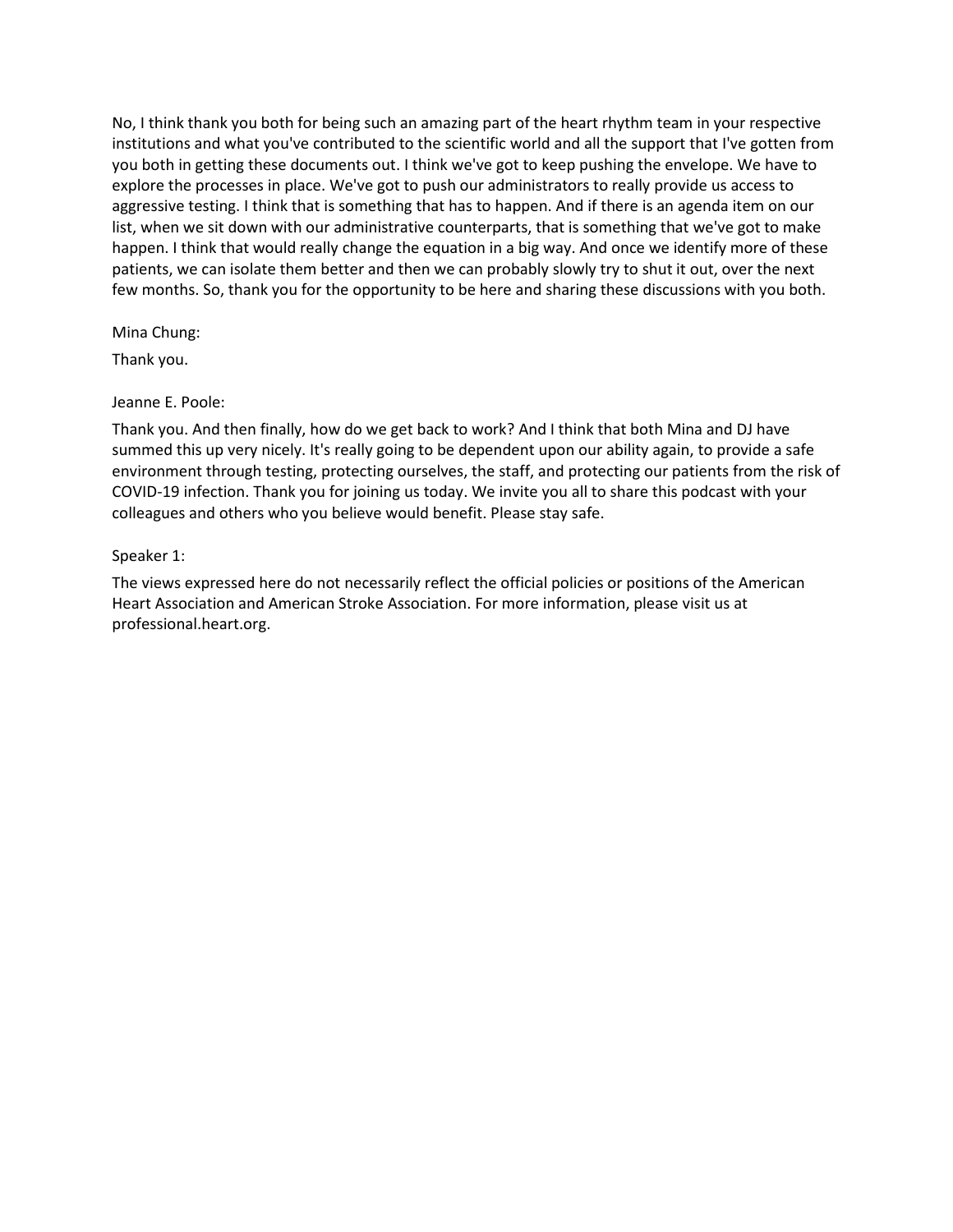No, I think thank you both for being such an amazing part of the heart rhythm team in your respective institutions and what you've contributed to the scientific world and all the support that I've gotten from you both in getting these documents out. I think we've got to keep pushing the envelope. We have to explore the processes in place. We've got to push our administrators to really provide us access to aggressive testing. I think that is something that has to happen. And if there is an agenda item on our list, when we sit down with our administrative counterparts, that is something that we've got to make happen. I think that would really change the equation in a big way. And once we identify more of these patients, we can isolate them better and then we can probably slowly try to shut it out, over the next few months. So, thank you for the opportunity to be here and sharing these discussions with you both.

Mina Chung:

Thank you.

Jeanne E. Poole:

Thank you. And then finally, how do we get back to work? And I think that both Mina and DJ have summed this up very nicely. It's really going to be dependent upon our ability again, to provide a safe environment through testing, protecting ourselves, the staff, and protecting our patients from the risk of COVID-19 infection. Thank you for joining us today. We invite you all to share this podcast with your colleagues and others who you believe would benefit. Please stay safe.

Speaker 1:

The views expressed here do not necessarily reflect the official policies or positions of the American Heart Association and American Stroke Association. For more information, please visit us at professional.heart.org.